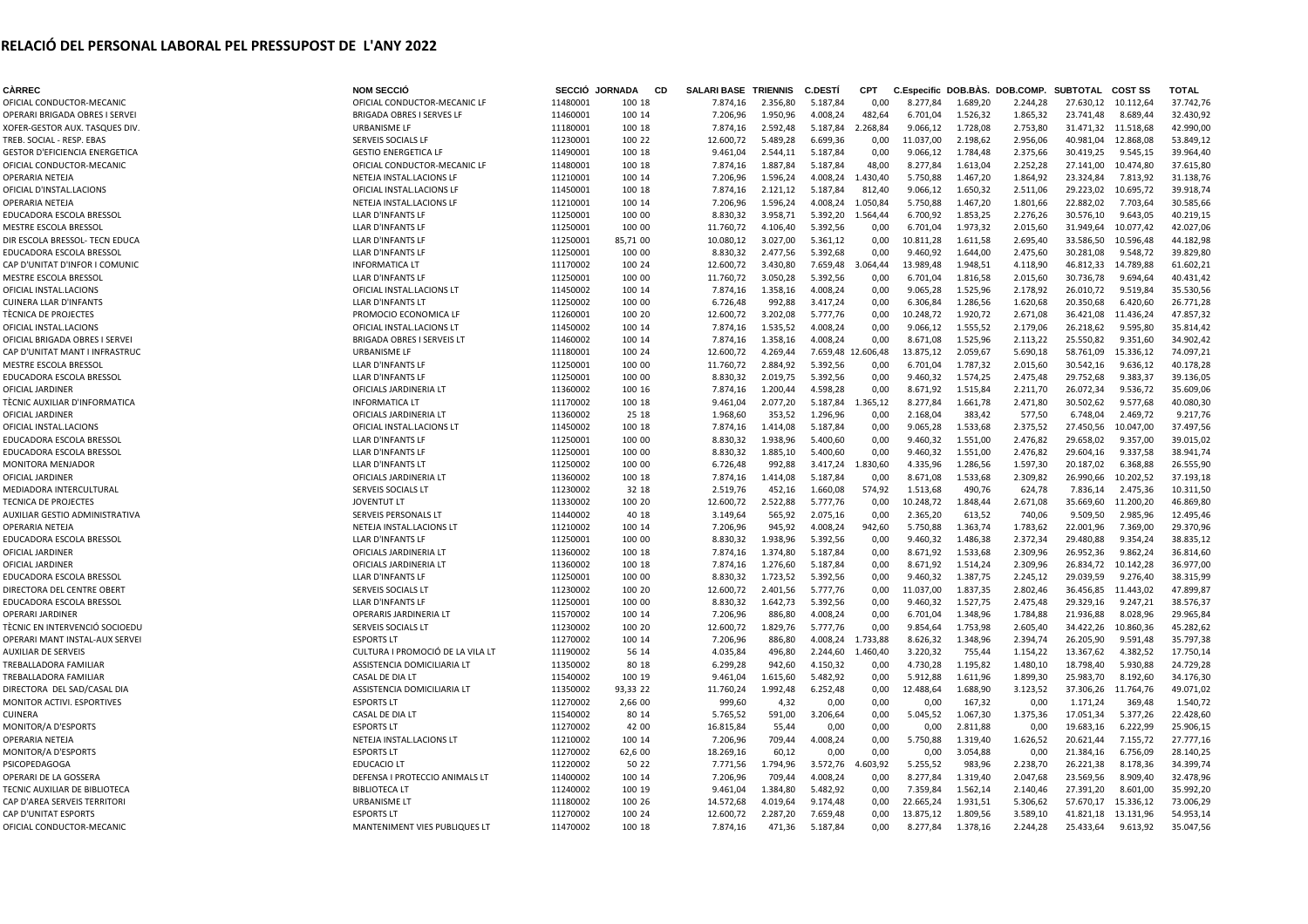# RELACIÓ DEL PERSONAL LABORAL PEL PRESSUPOST DE L'ANY 2022

| CÀRREC | NOM SECCIÓ | SECCIÓ | JORNADA | CD | SALARI BASE | TRIENNIS | C.DESTÍ | CPT | C.Especific | DOB.BÀS. | DOB.COMP. | SUBTOTAL | COST SS | TOTAL |
|---|---|---|---|---|---|---|---|---|---|---|---|---|---|---|
| OFICIAL CONDUCTOR-MECANIC | OFICIAL CONDUCTOR-MECANIC LF | 11480001 | 100 | 18 | 7.874,16 | 2.356,80 | 5.187,84 | 0,00 | 8.277,84 | 1.689,20 | 2.244,28 | 27.630,12 | 10.112,64 | 37.742,76 |
| OPERARI BRIGADA OBRES I SERVEI | BRIGADA OBRES I SERVES LF | 11460001 | 100 | 14 | 7.206,96 | 1.950,96 | 4.008,24 | 482,64 | 6.701,04 | 1.526,32 | 1.865,32 | 23.741,48 | 8.689,44 | 32.430,92 |
| XOFER-GESTOR AUX. TASQUES DIV. | URBANISME LF | 11180001 | 100 | 18 | 7.874,16 | 2.592,48 | 5.187,84 | 2.268,84 | 9.066,12 | 1.728,08 | 2.753,80 | 31.471,32 | 11.518,68 | 42.990,00 |
| TREB. SOCIAL - RESP. EBAS | SERVEIS SOCIALS LF | 11230001 | 100 | 22 | 12.600,72 | 5.489,28 | 6.699,36 | 0,00 | 11.037,00 | 2.198,62 | 2.956,06 | 40.981,04 | 12.868,08 | 53.849,12 |
| GESTOR D'EFICIENCIA ENERGETICA | GESTIO ENERGETICA LF | 11490001 | 100 | 18 | 9.461,04 | 2.544,11 | 5.187,84 | 0,00 | 9.066,12 | 1.784,48 | 2.375,66 | 30.419,25 | 9.545,15 | 39.964,40 |
| OFICIAL CONDUCTOR-MECANIC | OFICIAL CONDUCTOR-MECANIC LF | 11480001 | 100 | 18 | 7.874,16 | 1.887,84 | 5.187,84 | 48,00 | 8.277,84 | 1.613,04 | 2.252,28 | 27.141,00 | 10.474,80 | 37.615,80 |
| OPERARIA NETEJA | NETEJA INSTAL.LACIONS LF | 11210001 | 100 | 14 | 7.206,96 | 1.596,24 | 4.008,24 | 1.430,40 | 5.750,88 | 1.467,20 | 1.864,92 | 23.324,84 | 7.813,92 | 31.138,76 |
| OFICIAL D'INSTAL.LACIONS | OFICIAL INSTAL.LACIONS LF | 11450001 | 100 | 18 | 7.874,16 | 2.121,12 | 5.187,84 | 812,40 | 9.066,12 | 1.650,32 | 2.511,06 | 29.223,02 | 10.695,72 | 39.918,74 |
| OPERARIA NETEJA | NETEJA INSTAL.LACIONS LF | 11210001 | 100 | 14 | 7.206,96 | 1.596,24 | 4.008,24 | 1.050,84 | 5.750,88 | 1.467,20 | 1.801,66 | 22.882,02 | 7.703,64 | 30.585,66 |
| EDUCADORA ESCOLA BRESSOL | LLAR D'INFANTS LF | 11250001 | 100 | 00 | 8.830,32 | 3.958,71 | 5.392,20 | 1.564,44 | 6.700,92 | 1.853,25 | 2.276,26 | 30.576,10 | 9.643,05 | 40.219,15 |
| MESTRE ESCOLA BRESSOL | LLAR D'INFANTS LF | 11250001 | 100 | 00 | 11.760,72 | 4.106,40 | 5.392,56 | 0,00 | 6.701,04 | 1.973,32 | 2.015,60 | 31.949,64 | 10.077,42 | 42.027,06 |
| DIR ESCOLA BRESSOL- TECN EDUCA | LLAR D'INFANTS LF | 11250001 | 85,71 | 00 | 10.080,12 | 3.027,00 | 5.361,12 | 0,00 | 10.811,28 | 1.611,58 | 2.695,40 | 33.586,50 | 10.596,48 | 44.182,98 |
| EDUCADORA ESCOLA BRESSOL | LLAR D'INFANTS LF | 11250001 | 100 | 00 | 8.830,32 | 2.477,56 | 5.392,68 | 0,00 | 9.460,92 | 1.644,00 | 2.475,60 | 30.281,08 | 9.548,72 | 39.829,80 |
| CAP D'UNITAT D'INFOR I COMUNIC | INFORMATICA LT | 11170002 | 100 | 24 | 12.600,72 | 3.430,80 | 7.659,48 | 3.064,44 | 13.989,48 | 1.948,51 | 4.118,90 | 46.812,33 | 14.789,88 | 61.602,21 |
| MESTRE ESCOLA BRESSOL | LLAR D'INFANTS LF | 11250001 | 100 | 00 | 11.760,72 | 3.050,28 | 5.392,56 | 0,00 | 6.701,04 | 1.816,58 | 2.015,60 | 30.736,78 | 9.694,64 | 40.431,42 |
| OFICIAL INSTAL.LACIONS | OFICIAL INSTAL.LACIONS LT | 11450002 | 100 | 14 | 7.874,16 | 1.358,16 | 4.008,24 | 0,00 | 9.065,28 | 1.525,96 | 2.178,92 | 26.010,72 | 9.519,84 | 35.530,56 |
| CUINERA LLAR D'INFANTS | LLAR D'INFANTS LT | 11250002 | 100 | 00 | 6.726,48 | 992,88 | 3.417,24 | 0,00 | 6.306,84 | 1.286,56 | 1.620,68 | 20.350,68 | 6.420,60 | 26.771,28 |
| TÈCNICA DE PROJECTES | PROMOCIO ECONOMICA LF | 11260001 | 100 | 20 | 12.600,72 | 3.202,08 | 5.777,76 | 0,00 | 10.248,72 | 1.920,72 | 2.671,08 | 36.421,08 | 11.436,24 | 47.857,32 |
| OFICIAL INSTAL.LACIONS | OFICIAL INSTAL.LACIONS LT | 11450002 | 100 | 14 | 7.874,16 | 1.535,52 | 4.008,24 | 0,00 | 9.066,12 | 1.555,52 | 2.179,06 | 26.218,62 | 9.595,80 | 35.814,42 |
| OFICIAL BRIGADA OBRES I SERVEI | BRIGADA OBRES I SERVEIS LT | 11460002 | 100 | 14 | 7.874,16 | 1.358,16 | 4.008,24 | 0,00 | 8.671,08 | 1.525,96 | 2.113,22 | 25.550,82 | 9.351,60 | 34.902,42 |
| CAP D'UNITAT MANT I INFRASTRUC | URBANISME LF | 11180001 | 100 | 24 | 12.600,72 | 4.269,44 | 7.659,48 | 12.606,48 | 13.875,12 | 2.059,67 | 5.690,18 | 58.761,09 | 15.336,12 | 74.097,21 |
| MESTRE ESCOLA BRESSOL | LLAR D'INFANTS LF | 11250001 | 100 | 00 | 11.760,72 | 2.884,92 | 5.392,56 | 0,00 | 6.701,04 | 1.787,32 | 2.015,60 | 30.542,16 | 9.636,12 | 40.178,28 |
| EDUCADORA ESCOLA BRESSOL | LLAR D'INFANTS LF | 11250001 | 100 | 00 | 8.830,32 | 2.019,75 | 5.392,56 | 0,00 | 9.460,32 | 1.574,25 | 2.475,48 | 29.752,68 | 9.383,37 | 39.136,05 |
| OFICIAL JARDINER | OFICIALS JARDINERIA LT | 11360002 | 100 | 16 | 7.874,16 | 1.200,44 | 4.598,28 | 0,00 | 8.671,92 | 1.515,84 | 2.211,70 | 26.072,34 | 9.536,72 | 35.609,06 |
| TÈCNIC AUXILIAR D'INFORMATICA | INFORMATICA LT | 11170002 | 100 | 18 | 9.461,04 | 2.077,20 | 5.187,84 | 1.365,12 | 8.277,84 | 1.661,78 | 2.471,80 | 30.502,62 | 9.577,68 | 40.080,30 |
| OFICIAL JARDINER | OFICIALS JARDINERIA LT | 11360002 | 25 | 18 | 1.968,60 | 353,52 | 1.296,96 | 0,00 | 2.168,04 | 383,42 | 577,50 | 6.748,04 | 2.469,72 | 9.217,76 |
| OFICIAL INSTAL.LACIONS | OFICIAL INSTAL.LACIONS LT | 11450002 | 100 | 18 | 7.874,16 | 1.414,08 | 5.187,84 | 0,00 | 9.065,28 | 1.533,68 | 2.375,52 | 27.450,56 | 10.047,00 | 37.497,56 |
| EDUCADORA ESCOLA BRESSOL | LLAR D'INFANTS LF | 11250001 | 100 | 00 | 8.830,32 | 1.938,96 | 5.400,60 | 0,00 | 9.460,32 | 1.551,00 | 2.476,82 | 29.658,02 | 9.357,00 | 39.015,02 |
| EDUCADORA ESCOLA BRESSOL | LLAR D'INFANTS LF | 11250001 | 100 | 00 | 8.830,32 | 1.885,10 | 5.400,60 | 0,00 | 9.460,32 | 1.551,00 | 2.476,82 | 29.604,16 | 9.337,58 | 38.941,74 |
| MONITORA MENJADOR | LLAR D'INFANTS LT | 11250002 | 100 | 00 | 6.726,48 | 992,88 | 3.417,24 | 1.830,60 | 4.335,96 | 1.286,56 | 1.597,30 | 20.187,02 | 6.368,88 | 26.555,90 |
| OFICIAL JARDINER | OFICIALS JARDINERIA LT | 11360002 | 100 | 18 | 7.874,16 | 1.414,08 | 5.187,84 | 0,00 | 8.671,08 | 1.533,68 | 2.309,82 | 26.990,66 | 10.202,52 | 37.193,18 |
| MEDIADORA INTERCULTURAL | SERVEIS SOCIALS LT | 11230002 | 32 | 18 | 2.519,76 | 452,16 | 1.660,08 | 574,92 | 1.513,68 | 490,76 | 624,78 | 7.836,14 | 2.475,36 | 10.311,50 |
| TECNICA DE PROJECTES | JOVENTUT LT | 11330002 | 100 | 20 | 12.600,72 | 2.522,88 | 5.777,76 | 0,00 | 10.248,72 | 1.848,44 | 2.671,08 | 35.669,60 | 11.200,20 | 46.869,80 |
| AUXILIAR GESTIO ADMINISTRATIVA | SERVEIS PERSONALS LT | 11440002 | 40 | 18 | 3.149,64 | 565,92 | 2.075,16 | 0,00 | 2.365,20 | 613,52 | 740,06 | 9.509,50 | 2.985,96 | 12.495,46 |
| OPERARIA NETEJA | NETEJA INSTAL.LACIONS LT | 11210002 | 100 | 14 | 7.206,96 | 945,92 | 4.008,24 | 942,60 | 5.750,88 | 1.363,74 | 1.783,62 | 22.001,96 | 7.369,00 | 29.370,96 |
| EDUCADORA ESCOLA BRESSOL | LLAR D'INFANTS LF | 11250001 | 100 | 00 | 8.830,32 | 1.938,96 | 5.392,56 | 0,00 | 9.460,32 | 1.486,38 | 2.372,34 | 29.480,88 | 9.354,24 | 38.835,12 |
| OFICIAL JARDINER | OFICIALS JARDINERIA LT | 11360002 | 100 | 18 | 7.874,16 | 1.374,80 | 5.187,84 | 0,00 | 8.671,92 | 1.533,68 | 2.309,96 | 26.952,36 | 9.862,24 | 36.814,60 |
| OFICIAL JARDINER | OFICIALS JARDINERIA LT | 11360002 | 100 | 18 | 7.874,16 | 1.276,60 | 5.187,84 | 0,00 | 8.671,92 | 1.514,24 | 2.309,96 | 26.834,72 | 10.142,28 | 36.977,00 |
| EDUCADORA ESCOLA BRESSOL | LLAR D'INFANTS LF | 11250001 | 100 | 00 | 8.830,32 | 1.723,52 | 5.392,56 | 0,00 | 9.460,32 | 1.387,75 | 2.245,12 | 29.039,59 | 9.276,40 | 38.315,99 |
| DIRECTORA DEL CENTRE OBERT | SERVEIS SOCIALS LT | 11230002 | 100 | 20 | 12.600,72 | 2.401,56 | 5.777,76 | 0,00 | 11.037,00 | 1.837,35 | 2.802,46 | 36.456,85 | 11.443,02 | 47.899,87 |
| EDUCADORA ESCOLA BRESSOL | LLAR D'INFANTS LF | 11250001 | 100 | 00 | 8.830,32 | 1.642,73 | 5.392,56 | 0,00 | 9.460,32 | 1.527,75 | 2.475,48 | 29.329,16 | 9.247,21 | 38.576,37 |
| OPERARI JARDINER | OPERARIS JARDINERIA LT | 11570002 | 100 | 14 | 7.206,96 | 886,80 | 4.008,24 | 0,00 | 6.701,04 | 1.348,96 | 1.784,88 | 21.936,88 | 8.028,96 | 29.965,84 |
| TÈCNIC EN INTERVENCIÓ SOCIOEDU | SERVEIS SOCIALS LT | 11230002 | 100 | 20 | 12.600,72 | 1.829,76 | 5.777,76 | 0,00 | 9.854,64 | 1.753,98 | 2.605,40 | 34.422,26 | 10.860,36 | 45.282,62 |
| OPERARI MANT INSTAL-AUX SERVEI | ESPORTS LT | 11270002 | 100 | 14 | 7.206,96 | 886,80 | 4.008,24 | 1.733,88 | 8.626,32 | 1.348,96 | 2.394,74 | 26.205,90 | 9.591,48 | 35.797,38 |
| AUXILIAR DE SERVEIS | CULTURA I PROMOCIÓ DE LA VILA LT | 11190002 | 56 | 14 | 4.035,84 | 496,80 | 2.244,60 | 1.460,40 | 3.220,32 | 755,44 | 1.154,22 | 13.367,62 | 4.382,52 | 17.750,14 |
| TREBALLADORA FAMILIAR | ASSISTENCIA DOMICILIARIA LT | 11350002 | 80 | 18 | 6.299,28 | 942,60 | 4.150,32 | 0,00 | 4.730,28 | 1.195,82 | 1.480,10 | 18.798,40 | 5.930,88 | 24.729,28 |
| TREBALLADORA FAMILIAR | CASAL DE DIA LT | 11540002 | 100 | 19 | 9.461,04 | 1.615,60 | 5.482,92 | 0,00 | 5.912,88 | 1.611,96 | 1.899,30 | 25.983,70 | 8.192,60 | 34.176,30 |
| DIRECTORA DEL SAD/CASAL DIA | ASSISTENCIA DOMICILIARIA LT | 11350002 | 93,33 | 22 | 11.760,24 | 1.992,48 | 6.252,48 | 0,00 | 12.488,64 | 1.688,90 | 3.123,52 | 37.306,26 | 11.764,76 | 49.071,02 |
| MONITOR ACTIVI. ESPORTIVES | ESPORTS LT | 11270002 | 2,66 | 00 | 999,60 | 4,32 | 0,00 | 0,00 | 0,00 | 167,32 | 0,00 | 1.171,24 | 369,48 | 1.540,72 |
| CUINERA | CASAL DE DIA LT | 11540002 | 80 | 14 | 5.765,52 | 591,00 | 3.206,64 | 0,00 | 5.045,52 | 1.067,30 | 1.375,36 | 17.051,34 | 5.377,26 | 22.428,60 |
| MONITOR/A D'ESPORTS | ESPORTS LT | 11270002 | 42 | 00 | 16.815,84 | 55,44 | 0,00 | 0,00 | 0,00 | 2.811,88 | 0,00 | 19.683,16 | 6.222,99 | 25.906,15 |
| OPERARIA NETEJA | NETEJA INSTAL.LACIONS LT | 11210002 | 100 | 14 | 7.206,96 | 709,44 | 4.008,24 | 0,00 | 5.750,88 | 1.319,40 | 1.626,52 | 20.621,44 | 7.155,72 | 27.777,16 |
| MONITOR/A D'ESPORTS | ESPORTS LT | 11270002 | 62,6 | 00 | 18.269,16 | 60,12 | 0,00 | 0,00 | 0,00 | 3.054,88 | 0,00 | 21.384,16 | 6.756,09 | 28.140,25 |
| PSICOPEDAGOGA | EDUCACIO LT | 11220002 | 50 | 22 | 7.771,56 | 1.794,96 | 3.572,76 | 4.603,92 | 5.255,52 | 983,96 | 2.238,70 | 26.221,38 | 8.178,36 | 34.399,74 |
| OPERARI DE LA GOSSERA | DEFENSA I PROTECCIO ANIMALS LT | 11400002 | 100 | 14 | 7.206,96 | 709,44 | 4.008,24 | 0,00 | 8.277,84 | 1.319,40 | 2.047,68 | 23.569,56 | 8.909,40 | 32.478,96 |
| TECNIC AUXILIAR DE BIBLIOTECA | BIBLIOTECA LT | 11240002 | 100 | 19 | 9.461,04 | 1.384,80 | 5.482,92 | 0,00 | 7.359,84 | 1.562,14 | 2.140,46 | 27.391,20 | 8.601,00 | 35.992,20 |
| CAP D'AREA SERVEIS TERRITORI | URBANISME LT | 11180002 | 100 | 26 | 14.572,68 | 4.019,64 | 9.174,48 | 0,00 | 22.665,24 | 1.931,51 | 5.306,62 | 57.670,17 | 15.336,12 | 73.006,29 |
| CAP D'UNITAT ESPORTS | ESPORTS LT | 11270002 | 100 | 24 | 12.600,72 | 2.287,20 | 7.659,48 | 0,00 | 13.875,12 | 1.809,56 | 3.589,10 | 41.821,18 | 13.131,96 | 54.953,14 |
| OFICIAL CONDUCTOR-MECANIC | MANTENIMENT VIES PUBLIQUES LT | 11470002 | 100 | 18 | 7.874,16 | 471,36 | 5.187,84 | 0,00 | 8.277,84 | 1.378,16 | 2.244,28 | 25.433,64 | 9.613,92 | 35.047,56 |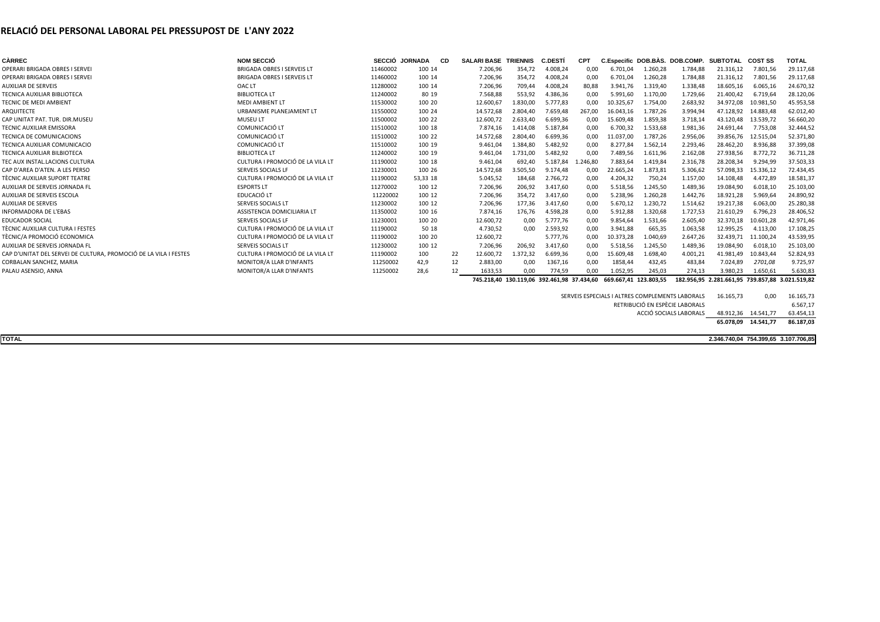# RELACIÓ DEL PERSONAL LABORAL PEL PRESSUPOST DE L'ANY 2022

| CÀRREC | NOM SECCIÓ | SECCIÓ | JORNADA | CD | SALARI BASE | TRIENNIS | C.DESTÍ | CPT | C.Especific | DOB.BÀS. | DOB.COMP. | SUBTOTAL | COST SS | TOTAL |
|---|---|---|---|---|---|---|---|---|---|---|---|---|---|---|
| OPERARI BRIGADA OBRES I SERVEI | BRIGADA OBRES I SERVEIS LT | 11460002 | 100 14 | | 7.206,96 | 354,72 | 4.008,24 | 0,00 | 6.701,04 | 1.260,28 | 1.784,88 | 21.316,12 | 7.801,56 | 29.117,68 |
| OPERARI BRIGADA OBRES I SERVEI | BRIGADA OBRES I SERVEIS LT | 11460002 | 100 14 | | 7.206,96 | 354,72 | 4.008,24 | 0,00 | 6.701,04 | 1.260,28 | 1.784,88 | 21.316,12 | 7.801,56 | 29.117,68 |
| AUXILIAR DE SERVEIS | OAC LT | 11280002 | 100 14 | | 7.206,96 | 709,44 | 4.008,24 | 80,88 | 3.941,76 | 1.319,40 | 1.338,48 | 18.605,16 | 6.065,16 | 24.670,32 |
| TECNICA AUXILIAR BIBLIOTECA | BIBLIOTECA LT | 11240002 | 80 19 | | 7.568,88 | 553,92 | 4.386,36 | 0,00 | 5.991,60 | 1.170,00 | 1.729,66 | 21.400,42 | 6.719,64 | 28.120,06 |
| TECNIC DE MEDI AMBIENT | MEDI AMBIENT LT | 11530002 | 100 20 | | 12.600,67 | 1.830,00 | 5.777,83 | 0,00 | 10.325,67 | 1.754,00 | 2.683,92 | 34.972,08 | 10.981,50 | 45.953,58 |
| ARQUITECTE | URBANISME PLANEJAMENT LT | 11550002 | 100 24 | | 14.572,68 | 2.804,40 | 7.659,48 | 267,00 | 16.043,16 | 1.787,26 | 3.994,94 | 47.128,92 | 14.883,48 | 62.012,40 |
| CAP UNITAT PAT. TUR. DIR.MUSEU | MUSEU LT | 11500002 | 100 22 | | 12.600,72 | 2.633,40 | 6.699,36 | 0,00 | 15.609,48 | 1.859,38 | 3.718,14 | 43.120,48 | 13.539,72 | 56.660,20 |
| TECNIC AUXILIAR EMISSORA | COMUNICACIÓ LT | 11510002 | 100 18 | | 7.874,16 | 1.414,08 | 5.187,84 | 0,00 | 6.700,32 | 1.533,68 | 1.981,36 | 24.691,44 | 7.753,08 | 32.444,52 |
| TECNICA DE COMUNICACIONS | COMUNICACIÓ LT | 11510002 | 100 22 | | 14.572,68 | 2.804,40 | 6.699,36 | 0,00 | 11.037,00 | 1.787,26 | 2.956,06 | 39.856,76 | 12.515,04 | 52.371,80 |
| TECNICA AUXILIAR COMUNICACIO | COMUNICACIÓ LT | 11510002 | 100 19 | | 9.461,04 | 1.384,80 | 5.482,92 | 0,00 | 8.277,84 | 1.562,14 | 2.293,46 | 28.462,20 | 8.936,88 | 37.399,08 |
| TECNICA AUXILIAR BILBIOTECA | BIBLIOTECA LT | 11240002 | 100 19 | | 9.461,04 | 1.731,00 | 5.482,92 | 0,00 | 7.489,56 | 1.611,96 | 2.162,08 | 27.938,56 | 8.772,72 | 36.711,28 |
| TEC AUX INSTAL.LACIONS CULTURA | CULTURA I PROMOCIÓ DE LA VILA LT | 11190002 | 100 18 | | 9.461,04 | 692,40 | 5.187,84 | 1.246,80 | 7.883,64 | 1.419,84 | 2.316,78 | 28.208,34 | 9.294,99 | 37.503,33 |
| CAP D'AREA D'ATEN. A LES PERSO | SERVEIS SOCIALS LF | 11230001 | 100 26 | | 14.572,68 | 3.505,50 | 9.174,48 | 0,00 | 22.665,24 | 1.873,81 | 5.306,62 | 57.098,33 | 15.336,12 | 72.434,45 |
| TÈCNIC AUXILIAR SUPORT TEATRE | CULTURA I PROMOCIÓ DE LA VILA LT | 11190002 | 53,33 18 | | 5.045,52 | 184,68 | 2.766,72 | 0,00 | 4.204,32 | 750,24 | 1.157,00 | 14.108,48 | 4.472,89 | 18.581,37 |
| AUXILIAR DE SERVEIS JORNADA FL | ESPORTS LT | 11270002 | 100 12 | | 7.206,96 | 206,92 | 3.417,60 | 0,00 | 5.518,56 | 1.245,50 | 1.489,36 | 19.084,90 | 6.018,10 | 25.103,00 |
| AUXILIAR DE SERVEIS ESCOLA | EDUCACIÓ LT | 11220002 | 100 12 | | 7.206,96 | 354,72 | 3.417,60 | 0,00 | 5.238,96 | 1.260,28 | 1.442,76 | 18.921,28 | 5.969,64 | 24.890,92 |
| AUXILIAR DE SERVEIS | SERVEIS SOCIALS LT | 11230002 | 100 12 | | 7.206,96 | 177,36 | 3.417,60 | 0,00 | 5.670,12 | 1.230,72 | 1.514,62 | 19.217,38 | 6.063,00 | 25.280,38 |
| INFORMADORA DE L'EBAS | ASSISTENCIA DOMICILIARIA LT | 11350002 | 100 16 | | 7.874,16 | 176,76 | 4.598,28 | 0,00 | 5.912,88 | 1.320,68 | 1.727,53 | 21.610,29 | 6.796,23 | 28.406,52 |
| EDUCADOR SOCIAL | SERVEIS SOCIALS LF | 11230001 | 100 20 | | 12.600,72 | 0,00 | 5.777,76 | 0,00 | 9.854,64 | 1.531,66 | 2.605,40 | 32.370,18 | 10.601,28 | 42.971,46 |
| TÈCNIC AUXILIAR CULTURA I FESTES | CULTURA I PROMOCIÓ DE LA VILA LT | 11190002 | 50 18 | | 4.730,52 | 0,00 | 2.593,92 | 0,00 | 3.941,88 | 665,35 | 1.063,58 | 12.995,25 | 4.113,00 | 17.108,25 |
| TÈCNIC/A PROMOCIÓ ECONOMICA | CULTURA I PROMOCIÓ DE LA VILA LT | 11190002 | 100 20 | | 12.600,72 | | 5.777,76 | 0,00 | 10.373,28 | 1.040,69 | 2.647,26 | 32.439,71 | 11.100,24 | 43.539,95 |
| AUXILIAR DE SERVEIS JORNADA FL | SERVEIS SOCIALS LT | 11230002 | 100 12 | | 7.206,96 | 206,92 | 3.417,60 | 0,00 | 5.518,56 | 1.245,50 | 1.489,36 | 19.084,90 | 6.018,10 | 25.103,00 |
| CAP D'UNITAT DEL SERVEI DE CULTURA, PROMOCIÓ DE LA VILA I FESTES | CULTURA I PROMOCIÓ DE LA VILA LT | 11190002 | 100 | 22 | 12.600,72 | 1.372,32 | 6.699,36 | 0,00 | 15.609,48 | 1.698,40 | 4.001,21 | 41.981,49 | 10.843,44 | 52.824,93 |
| CORBALAN SANCHEZ, MARIA | MONITOR/A LLAR D'INFANTS | 11250002 | 42,9 | 12 | 2.883,00 | 0,00 | 1367,16 | 0,00 | 1858,44 | 432,45 | 483,84 | 7.024,89 | *2701,08* | 9.725,97 |
| PALAU ASENSIO, ANNA | MONITOR/A LLAR D'INFANTS | 11250002 | 28,6 | 12 | 1633,53 | 0,00 | 774,59 | 0,00 | 1.052,95 | 245,03 | 274,13 | 3.980,23 | 1.650,61 | 5.630,83 |
| | | | | | **745.218,40** | **130.119,06** | **392.461,98** | **37.434,60** | **669.667,41** | **123.803,55** | **182.956,95** | **2.281.661,95** | **739.857,88** | **3.021.519,82** |

| | | | |
|---|---|---|---|
| SERVEIS ESPECIALS I ALTRES COMPLEMENTS LABORALS | 16.165,73 | 0,00 | 16.165,73 |
| RETRIBUCIÓ EN ESPÈCIE LABORALS | | | 6.567,17 |
| ACCIÓ SOCIALS LABORALS | 48.912,36 | 14.541,77 | 63.454,13 |
| | **65.078,09** | **14.541,77** | **86.187,03** |

| | | | |
|---|---|---|---|
| **TOTAL** | **2.346.740,04** | **754.399,65** | **3.107.706,85** |